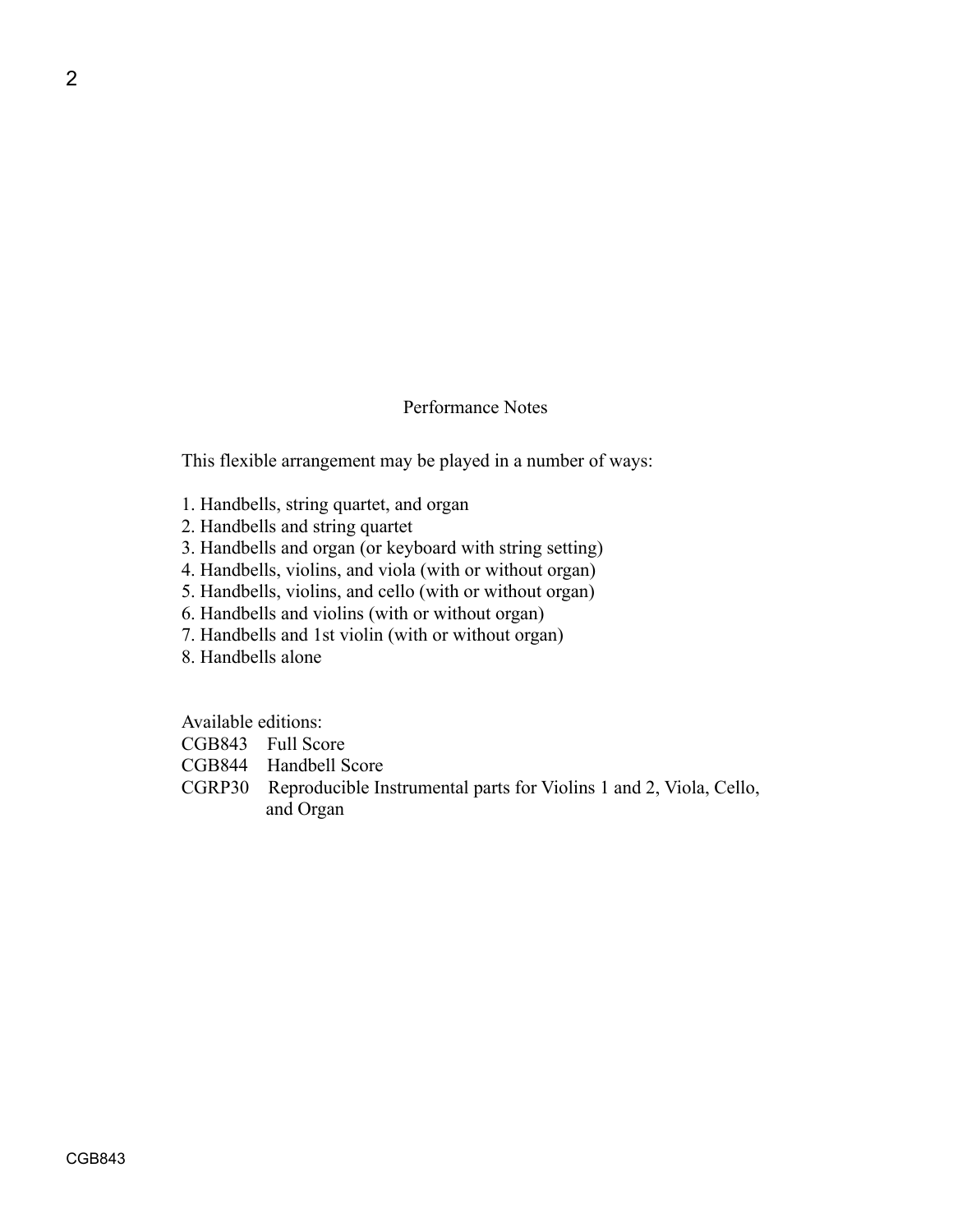## Performance Notes

This flexible arrangement may be played in a number of ways:

1. Handbells, string quartet, and organ
2. Handbells and string quartet
3. Handbells and organ (or keyboard with string setting)
4. Handbells, violins, and viola (with or without organ)
5. Handbells, violins, and cello (with or without organ)
6. Handbells and violins (with or without organ)
7. Handbells and 1st violin (with or without organ)
8. Handbells alone

Available editions:

CGB843 Full Score
CGB844 Handbell Score
CGRP30 Reproducible Instrumental parts for Violins 1 and 2, Viola, Cello, and Organ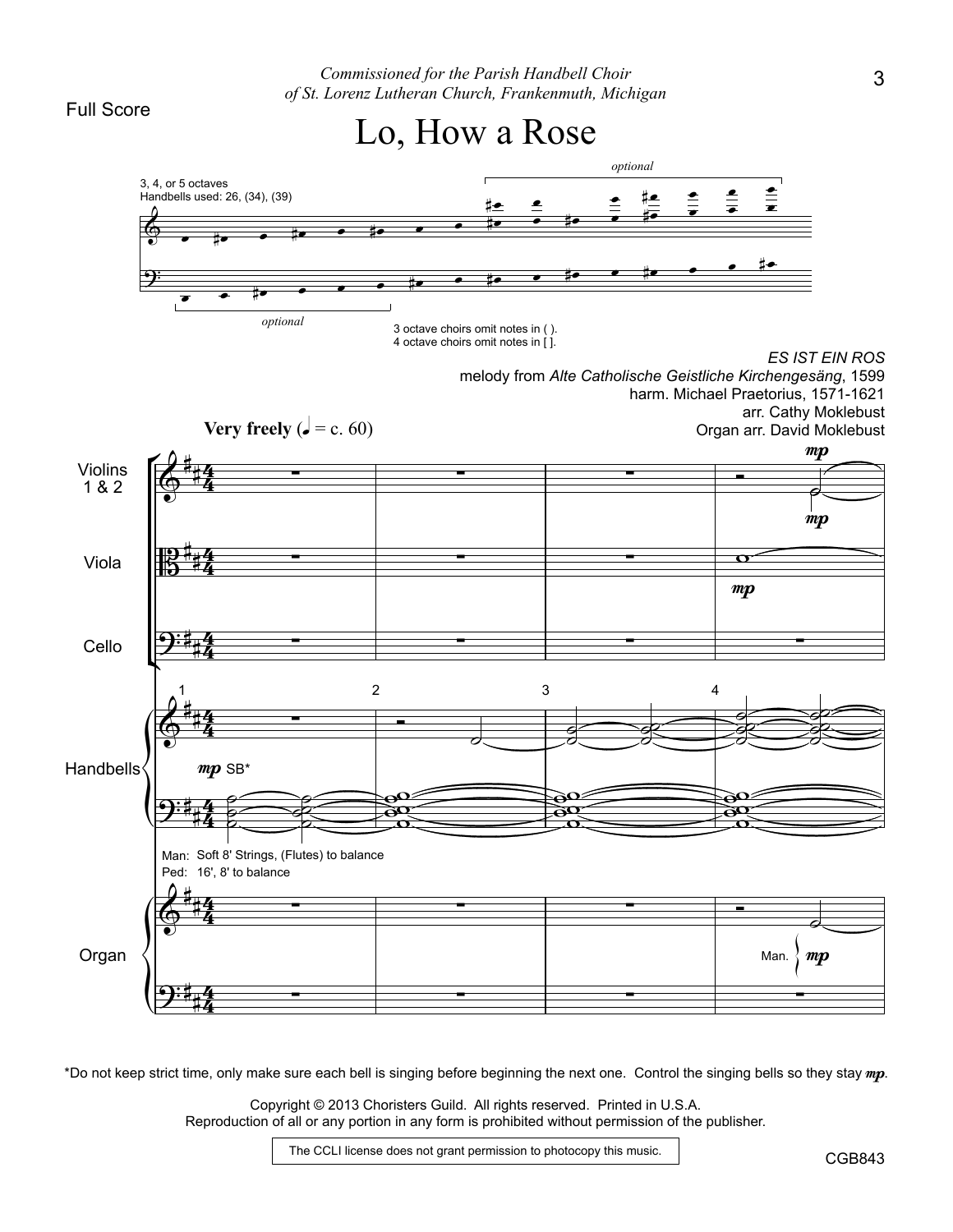Commissioned for the Parish Handbell Choir
of St. Lorenz Lutheran Church, Frankenmuth, Michigan

Full Score

# Lo, How a Rose

3, 4, or 5 octaves
Handbells used: 26, (34), (39)

optional

optional

3 octave choirs omit notes in ( ).
4 octave choirs omit notes in [ ].

*ES IST EIN ROS*
melody from *Alte Catholische Geistliche Kirchengesäng*, 1599
harm. Michael Praetorius, 1571-1621
arr. Cathy Moklebust
Organ arr. David Moklebust

**Very freely** (♩ = c. 60)

Violins 1 & 2

Viola

Cello

Handbells

Man: Soft 8' Strings, (Flutes) to balance
Ped: 16', 8' to balance

Organ

*Do not keep strict time, only make sure each bell is singing before beginning the next one. Control the singing bells so they stay *mp*.

Copyright © 2013 Choristers Guild. All rights reserved. Printed in U.S.A.
Reproduction of all or any portion in any form is prohibited without permission of the publisher.

The CCLI license does not grant permission to photocopy this music.

CGB843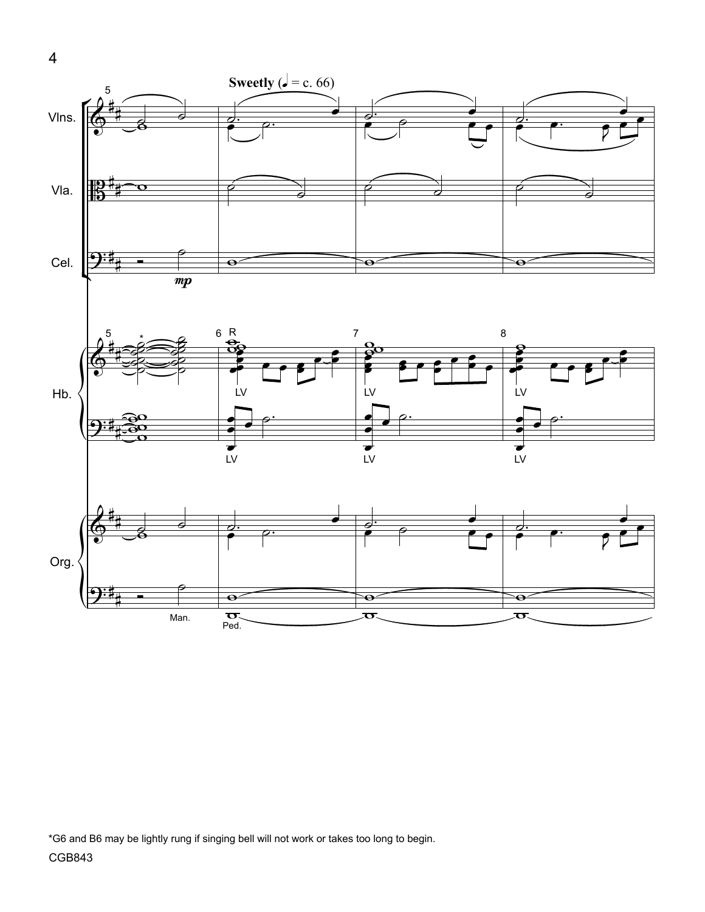*G6 and B6 may be lightly rung if singing bell will not work or takes too long to begin.

CGB843